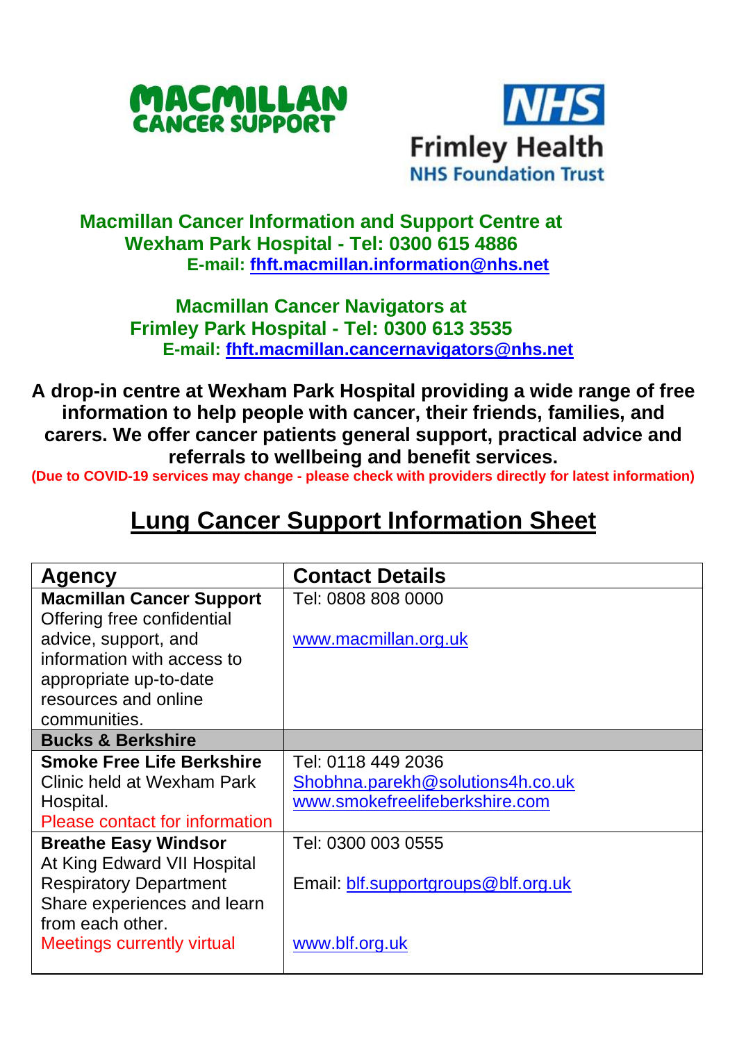MACMILLAN CANCER SUPPORT

NHS Frimley Health NHS Foundation Trust

**Macmillan Cancer Information and Support Centre at Wexham Park Hospital - Tel: 0300 615 4886**
**E-mail: fhft.macmillan.information@nhs.net**

**Macmillan Cancer Navigators at Frimley Park Hospital - Tel: 0300 613 3535**
**E-mail: fhft.macmillan.cancernavigators@nhs.net**

**A drop-in centre at Wexham Park Hospital providing a wide range of free information to help people with cancer, their friends, families, and carers. We offer cancer patients general support, practical advice and referrals to wellbeing and benefit services.**

**(Due to COVID-19 services may change - please check with providers directly for latest information)**

# Lung Cancer Support Information Sheet

| Agency | Contact Details |
|---|---|
| **Macmillan Cancer Support** Offering free confidential advice, support, and information with access to appropriate up-to-date resources and online communities. | Tel: 0808 808 0000<br><br>www.macmillan.org.uk |
| **Bucks & Berkshire** | |
| **Smoke Free Life Berkshire** Clinic held at Wexham Park Hospital. Please contact for information | Tel: 0118 449 2036<br>Shobhna.parekh@solutions4h.co.uk<br>www.smokefreelifeberkshire.com |
| **Breathe Easy Windsor** At King Edward VII Hospital Respiratory Department Share experiences and learn from each other. Meetings currently virtual | Tel: 0300 003 0555<br><br>Email: blf.supportgroups@blf.org.uk<br><br>www.blf.org.uk |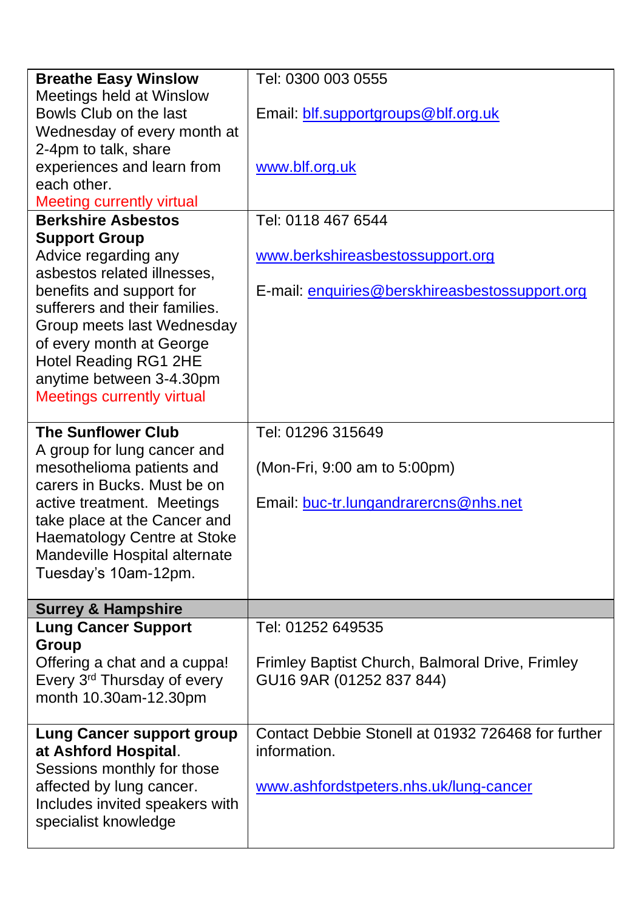| | |
|---|---|
| **Breathe Easy Winslow**<br>Meetings held at Winslow Bowls Club on the last Wednesday of every month at 2-4pm to talk, share experiences and learn from each other.<br>Meeting currently virtual | Tel: 0300 003 0555<br><br>Email: blf.supportgroups@blf.org.uk<br><br>www.blf.org.uk |
| **Berkshire Asbestos Support Group**<br>Advice regarding any asbestos related illnesses, benefits and support for sufferers and their families. Group meets last Wednesday of every month at George Hotel Reading RG1 2HE anytime between 3-4.30pm<br>Meetings currently virtual | Tel: 0118 467 6544<br><br>www.berkshireasbestossupport.org<br><br>E-mail: enquiries@berskhireasbestossupport.org |
| **The Sunflower Club**<br>A group for lung cancer and mesothelioma patients and carers in Bucks. Must be on active treatment. Meetings take place at the Cancer and Haematology Centre at Stoke Mandeville Hospital alternate Tuesday's 10am-12pm. | Tel: 01296 315649<br><br>(Mon-Fri, 9:00 am to 5:00pm)<br><br>Email: buc-tr.lungandrarercns@nhs.net |
| **Surrey & Hampshire** | |
| **Lung Cancer Support Group**<br>Offering a chat and a cuppa! Every 3rd Thursday of every month 10.30am-12.30pm | Tel: 01252 649535<br><br>Frimley Baptist Church, Balmoral Drive, Frimley GU16 9AR (01252 837 844) |
| **Lung Cancer support group at Ashford Hospital**.<br>Sessions monthly for those affected by lung cancer. Includes invited speakers with specialist knowledge | Contact Debbie Stonell at 01932 726468 for further information.<br><br>www.ashfordstpeters.nhs.uk/lung-cancer |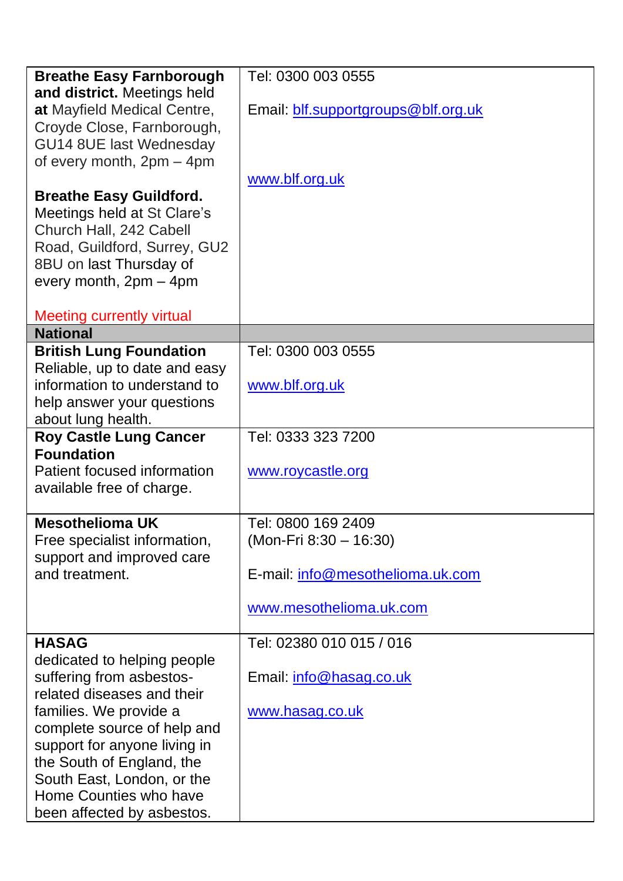| | |
|---|---|
| **Breathe Easy Farnborough and district.** Meetings held **at** Mayfield Medical Centre, Croyde Close, Farnborough, GU14 8UE last Wednesday of every month, 2pm – 4pm<br><br>**Breathe Easy Guildford.** Meetings held at St Clare's Church Hall, 242 Cabell Road, Guildford, Surrey, GU2 8BU on last Thursday of every month, 2pm – 4pm<br><br>Meeting currently virtual | Tel: 0300 003 0555<br><br>Email: blf.supportgroups@blf.org.uk<br><br>www.blf.org.uk |
| **National** | |
| **British Lung Foundation**<br>Reliable, up to date and easy information to understand to help answer your questions about lung health. | Tel: 0300 003 0555<br><br>www.blf.org.uk |
| **Roy Castle Lung Cancer Foundation**<br>Patient focused information available free of charge. | Tel: 0333 323 7200<br><br>www.roycastle.org |
| **Mesothelioma UK**<br>Free specialist information, support and improved care and treatment. | Tel: 0800 169 2409<br>(Mon-Fri 8:30 – 16:30)<br><br>E-mail: info@mesothelioma.uk.com<br><br>www.mesothelioma.uk.com |
| **HASAG**<br>dedicated to helping people suffering from asbestos-related diseases and their families. We provide a complete source of help and support for anyone living in the South of England, the South East, London, or the Home Counties who have been affected by asbestos. | Tel: 02380 010 015 / 016<br><br>Email: info@hasag.co.uk<br><br>www.hasag.co.uk |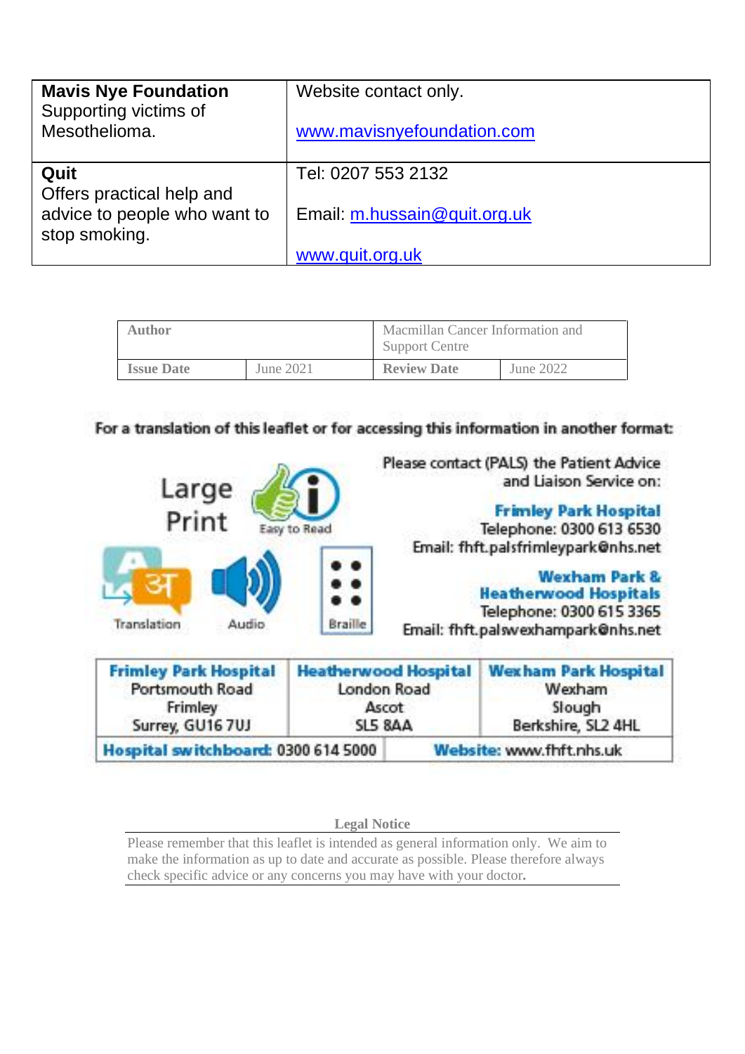| | |
|---|---|
| **Mavis Nye Foundation** Supporting victims of Mesothelioma. | Website contact only. www.mavisnyefoundation.com |
| **Quit** Offers practical help and advice to people who want to stop smoking. | Tel: 0207 553 2132 Email: m.hussain@quit.org.uk www.quit.org.uk |

| | | | |
|---|---|---|---|
| **Author** | | Macmillan Cancer Information and Support Centre | |
| **Issue Date** | June 2021 | **Review Date** | June 2022 |

**For a translation of this leaflet or for accessing this information in another format:**

Large Print

Easy to Read

Translation

Audio

Braille

Please contact (PALS) the Patient Advice and Liaison Service on:

**Frimley Park Hospital**
Telephone: 0300 613 6530
Email: fhft.palsfrimleypark@nhs.net

**Wexham Park & Heatherwood Hospitals**
Telephone: 0300 615 3365
Email: fhft.palswexhampark@nhs.net

| | | |
|---|---|---|
| **Frimley Park Hospital** Portsmouth Road Frimley Surrey, GU16 7UJ | **Heatherwood Hospital** London Road Ascot SL5 8AA | **Wexham Park Hospital** Wexham Slough Berkshire, SL2 4HL |
| **Hospital switchboard:** 0300 614 5000 | **Website:** www.fhft.nhs.uk | |

**Legal Notice**

Please remember that this leaflet is intended as general information only. We aim to make the information as up to date and accurate as possible. Please therefore always check specific advice or any concerns you may have with your doctor.